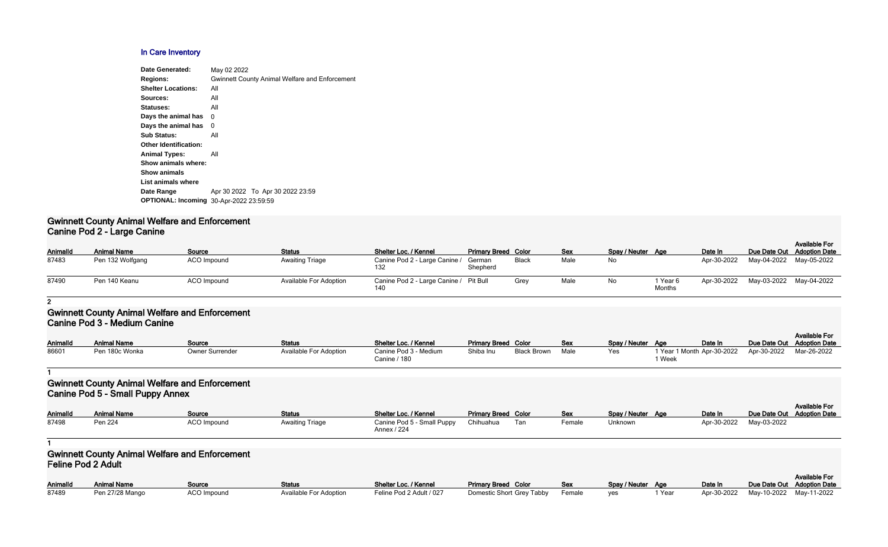## In Care Inventory

**Date Generated:** May 02 2022
**Regions:** Gwinnett County Animal Welfare and Enforcement
**Shelter Locations:** All
**Sources:** All
**Statuses:** All
**Days the animal has** 0
**Days the animal has** 0
**Sub Status:** All
**Other Identification:**
**Animal Types:** All
**Show animals where:**
**Show animals**
**List animals where**
**Date Range** Apr 30 2022 To Apr 30 2022 23:59
**OPTIONAL: Incoming** 30-Apr-2022 23:59:59

### Gwinnett County Animal Welfare and Enforcement
### Canine Pod 2 - Large Canine

| AnimalId | Animal Name | Source | Status | Shelter Loc. / Kennel | Primary Breed | Color | Sex | Spay / Neuter | Age | Date In | Due Date Out | Available For Adoption Date |
|---|---|---|---|---|---|---|---|---|---|---|---|---|
| 87483 | Pen 132 Wolfgang | ACO Impound | Awaiting Triage | Canine Pod 2 - Large Canine / 132 | German Shepherd | Black | Male | No | | Apr-30-2022 | May-04-2022 | May-05-2022 |
| 87490 | Pen 140 Keanu | ACO Impound | Available For Adoption | Canine Pod 2 - Large Canine / 140 | Pit Bull | Grey | Male | No | 1 Year 6 Months | Apr-30-2022 | May-03-2022 | May-04-2022 |

**2**

### Gwinnett County Animal Welfare and Enforcement
### Canine Pod 3 - Medium Canine

| AnimalId | Animal Name | Source | Status | Shelter Loc. / Kennel | Primary Breed | Color | Sex | Spay / Neuter | Age | Date In | Due Date Out | Available For Adoption Date |
|---|---|---|---|---|---|---|---|---|---|---|---|---|
| 86601 | Pen 180c Wonka | Owner Surrender | Available For Adoption | Canine Pod 3 - Medium Canine / 180 | Shiba Inu | Black Brown | Male | Yes | 1 Year 1 Month 1 Week | Apr-30-2022 | Apr-30-2022 | Mar-26-2022 |

**1**

### Gwinnett County Animal Welfare and Enforcement
### Canine Pod 5 - Small Puppy Annex

| AnimalId | Animal Name | Source | Status | Shelter Loc. / Kennel | Primary Breed | Color | Sex | Spay / Neuter | Age | Date In | Due Date Out | Available For Adoption Date |
|---|---|---|---|---|---|---|---|---|---|---|---|---|
| 87498 | Pen 224 | ACO Impound | Awaiting Triage | Canine Pod 5 - Small Puppy Annex / 224 | Chihuahua | Tan | Female | Unknown | | Apr-30-2022 | May-03-2022 | |

**1**

### Gwinnett County Animal Welfare and Enforcement
### Feline Pod 2 Adult

| AnimalId | Animal Name | Source | Status | Shelter Loc. / Kennel | Primary Breed | Color | Sex | Spay / Neuter | Age | Date In | Due Date Out | Available For Adoption Date |
|---|---|---|---|---|---|---|---|---|---|---|---|---|
| 87489 | Pen 27/28 Mango | ACO Impound | Available For Adoption | Feline Pod 2 Adult / 027 | Domestic Short | Grey Tabby | Female | yes | 1 Year | Apr-30-2022 | May-10-2022 | May-11-2022 |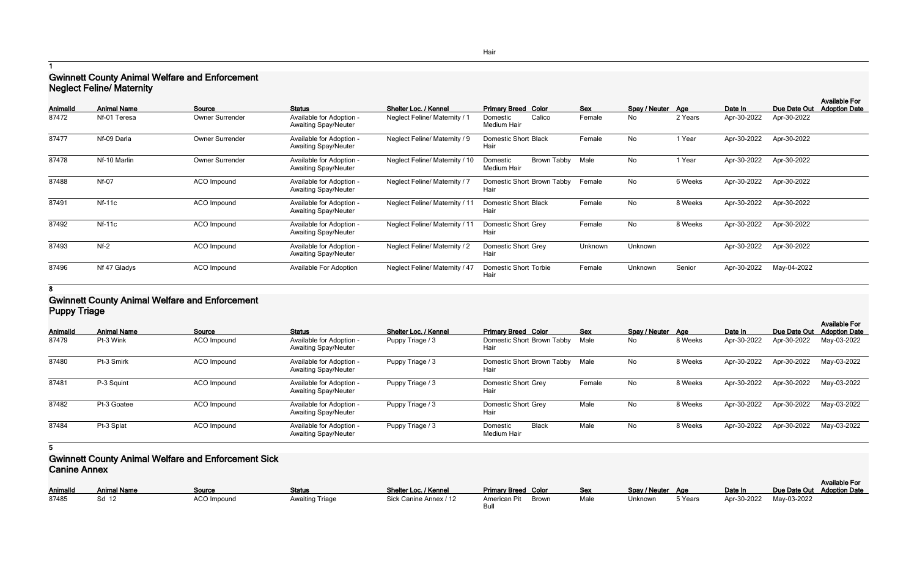Hair

1

## Gwinnett County Animal Welfare and Enforcement Neglect Feline/ Maternity

| AnimalId | Animal Name | Source | Status | Shelter Loc. / Kennel | Primary Breed | Color | Sex | Spay / Neuter | Age | Date In | Due Date Out | Available For Adoption Date |
|---|---|---|---|---|---|---|---|---|---|---|---|---|
| 87472 | Nf-01 Teresa | Owner Surrender | Available for Adoption - Awaiting Spay/Neuter | Neglect Feline/ Maternity / 1 | Domestic Medium Hair | Calico | Female | No | 2 Years | Apr-30-2022 | Apr-30-2022 | |
| 87477 | Nf-09 Darla | Owner Surrender | Available for Adoption - Awaiting Spay/Neuter | Neglect Feline/ Maternity / 9 | Domestic Short Hair | Black | Female | No | 1 Year | Apr-30-2022 | Apr-30-2022 | |
| 87478 | Nf-10 Marlin | Owner Surrender | Available for Adoption - Awaiting Spay/Neuter | Neglect Feline/ Maternity / 10 | Domestic Medium Hair | Brown Tabby | Male | No | 1 Year | Apr-30-2022 | Apr-30-2022 | |
| 87488 | Nf-07 | ACO Impound | Available for Adoption - Awaiting Spay/Neuter | Neglect Feline/ Maternity / 7 | Domestic Short Hair | Brown Tabby | Female | No | 6 Weeks | Apr-30-2022 | Apr-30-2022 | |
| 87491 | Nf-11c | ACO Impound | Available for Adoption - Awaiting Spay/Neuter | Neglect Feline/ Maternity / 11 | Domestic Short Hair | Black | Female | No | 8 Weeks | Apr-30-2022 | Apr-30-2022 | |
| 87492 | Nf-11c | ACO Impound | Available for Adoption - Awaiting Spay/Neuter | Neglect Feline/ Maternity / 11 | Domestic Short Hair | Grey | Female | No | 8 Weeks | Apr-30-2022 | Apr-30-2022 | |
| 87493 | Nf-2 | ACO Impound | Available for Adoption - Awaiting Spay/Neuter | Neglect Feline/ Maternity / 2 | Domestic Short Hair | Grey | Unknown | Unknown | | Apr-30-2022 | Apr-30-2022 | |
| 87496 | Nf 47 Gladys | ACO Impound | Available For Adoption | Neglect Feline/ Maternity / 47 | Domestic Short Hair | Torbie | Female | Unknown | Senior | Apr-30-2022 | May-04-2022 | |

8

## Gwinnett County Animal Welfare and Enforcement Puppy Triage

| AnimalId | Animal Name | Source | Status | Shelter Loc. / Kennel | Primary Breed | Color | Sex | Spay / Neuter | Age | Date In | Due Date Out | Available For Adoption Date |
|---|---|---|---|---|---|---|---|---|---|---|---|---|
| 87479 | Pt-3 Wink | ACO Impound | Available for Adoption - Awaiting Spay/Neuter | Puppy Triage / 3 | Domestic Short Hair | Brown Tabby | Male | No | 8 Weeks | Apr-30-2022 | Apr-30-2022 | May-03-2022 |
| 87480 | Pt-3 Smirk | ACO Impound | Available for Adoption - Awaiting Spay/Neuter | Puppy Triage / 3 | Domestic Short Hair | Brown Tabby | Male | No | 8 Weeks | Apr-30-2022 | Apr-30-2022 | May-03-2022 |
| 87481 | P-3 Squint | ACO Impound | Available for Adoption - Awaiting Spay/Neuter | Puppy Triage / 3 | Domestic Short Hair | Grey | Female | No | 8 Weeks | Apr-30-2022 | Apr-30-2022 | May-03-2022 |
| 87482 | Pt-3 Goatee | ACO Impound | Available for Adoption - Awaiting Spay/Neuter | Puppy Triage / 3 | Domestic Short Hair | Grey | Male | No | 8 Weeks | Apr-30-2022 | Apr-30-2022 | May-03-2022 |
| 87484 | Pt-3 Splat | ACO Impound | Available for Adoption - Awaiting Spay/Neuter | Puppy Triage / 3 | Domestic Medium Hair | Black | Male | No | 8 Weeks | Apr-30-2022 | Apr-30-2022 | May-03-2022 |

5

## Gwinnett County Animal Welfare and Enforcement Sick Canine Annex

| AnimalId | Animal Name | Source | Status | Shelter Loc. / Kennel | Primary Breed | Color | Sex | Spay / Neuter | Age | Date In | Due Date Out | Available For Adoption Date |
|---|---|---|---|---|---|---|---|---|---|---|---|---|
| 87485 | Sd 12 | ACO Impound | Awaiting Triage | Sick Canine Annex / 12 | American Pit Bull | Brown | Male | Unknown | 5 Years | Apr-30-2022 | May-03-2022 | |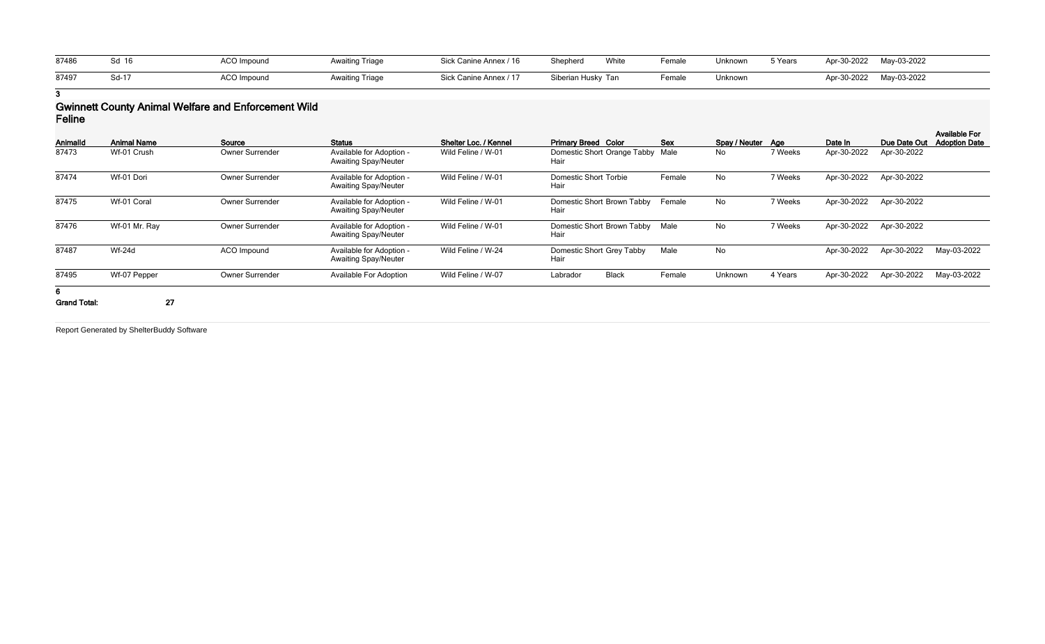| | | | | | | | | | | | | |
|---|---|---|---|---|---|---|---|---|---|---|---|---|
| 87486 | Sd 16 | ACO Impound | Awaiting Triage | Sick Canine Annex / 16 | Shepherd | White | Female | Unknown | 5 Years | Apr-30-2022 | May-03-2022 | |
| 87497 | Sd-17 | ACO Impound | Awaiting Triage | Sick Canine Annex / 17 | Siberian Husky | Tan | Female | Unknown | | Apr-30-2022 | May-03-2022 | |

**3**

## Gwinnett County Animal Welfare and Enforcement Wild Feline

| AnimalId | Animal Name | Source | Status | Shelter Loc. / Kennel | Primary Breed | Color | Sex | Spay / Neuter | Age | Date In | Due Date Out | Available For Adoption Date |
|---|---|---|---|---|---|---|---|---|---|---|---|---|
| 87473 | Wf-01 Crush | Owner Surrender | Available for Adoption - Awaiting Spay/Neuter | Wild Feline / W-01 | Domestic Short Hair | Orange Tabby | Male | No | 7 Weeks | Apr-30-2022 | Apr-30-2022 | |
| 87474 | Wf-01 Dori | Owner Surrender | Available for Adoption - Awaiting Spay/Neuter | Wild Feline / W-01 | Domestic Short Hair | Torbie | Female | No | 7 Weeks | Apr-30-2022 | Apr-30-2022 | |
| 87475 | Wf-01 Coral | Owner Surrender | Available for Adoption - Awaiting Spay/Neuter | Wild Feline / W-01 | Domestic Short Hair | Brown Tabby | Female | No | 7 Weeks | Apr-30-2022 | Apr-30-2022 | |
| 87476 | Wf-01 Mr. Ray | Owner Surrender | Available for Adoption - Awaiting Spay/Neuter | Wild Feline / W-01 | Domestic Short Hair | Brown Tabby | Male | No | 7 Weeks | Apr-30-2022 | Apr-30-2022 | |
| 87487 | Wf-24d | ACO Impound | Available for Adoption - Awaiting Spay/Neuter | Wild Feline / W-24 | Domestic Short Hair | Grey Tabby | Male | No | | Apr-30-2022 | Apr-30-2022 | May-03-2022 |
| 87495 | Wf-07 Pepper | Owner Surrender | Available For Adoption | Wild Feline / W-07 | Labrador | Black | Female | Unknown | 4 Years | Apr-30-2022 | Apr-30-2022 | May-03-2022 |

**6**

**Grand Total:** **27**

Report Generated by ShelterBuddy Software